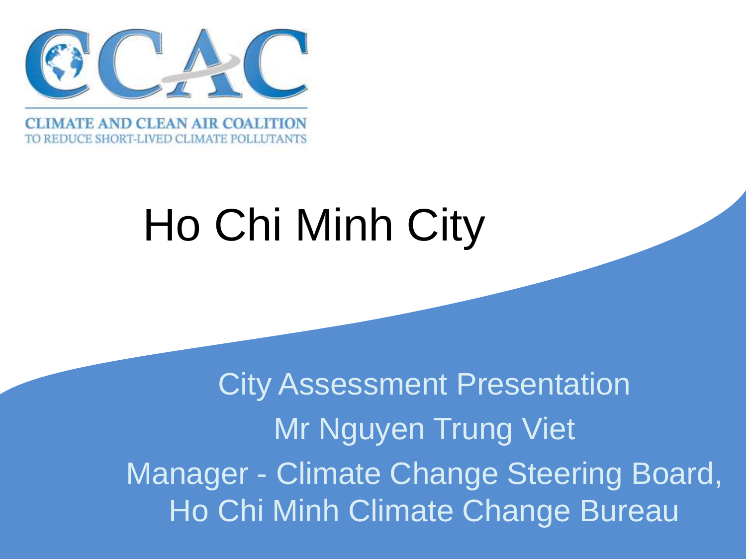CCAC

CLIMATE AND CLEAN AIR COALITION
TO REDUCE SHORT-LIVED CLIMATE POLLUTANTS

# Ho Chi Minh City

City Assessment Presentation

Mr Nguyen Trung Viet

Manager - Climate Change Steering Board, Ho Chi Minh Climate Change Bureau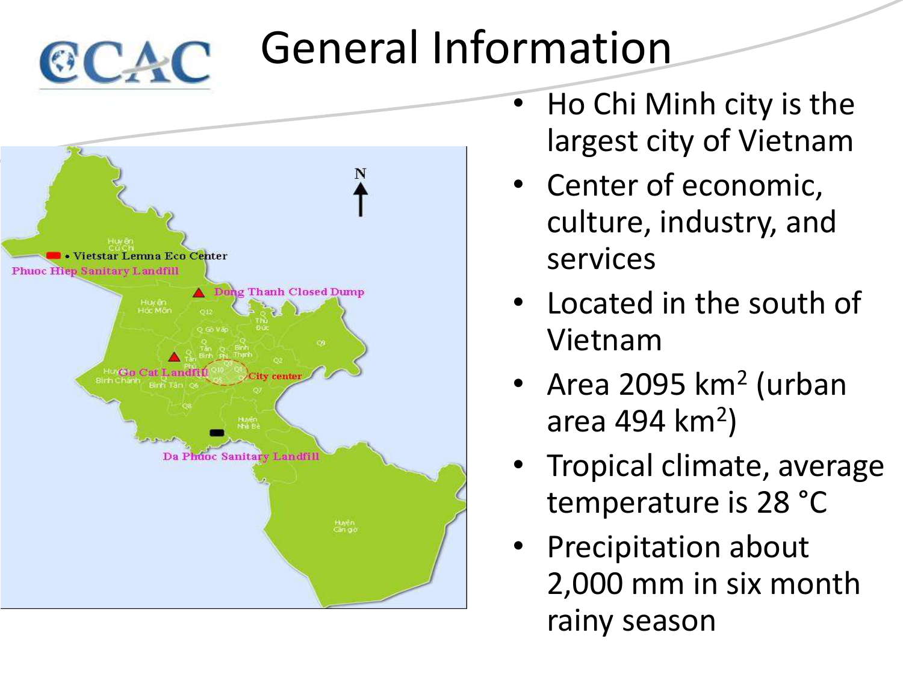# General Information

- Ho Chi Minh city is the largest city of Vietnam
- Center of economic, culture, industry, and services
- Located in the south of Vietnam
- Area 2095 $km^2$ (urban area 494 $km^2$)
- Tropical climate, average temperature is 28 °C
- Precipitation about 2,000 mm in six month rainy season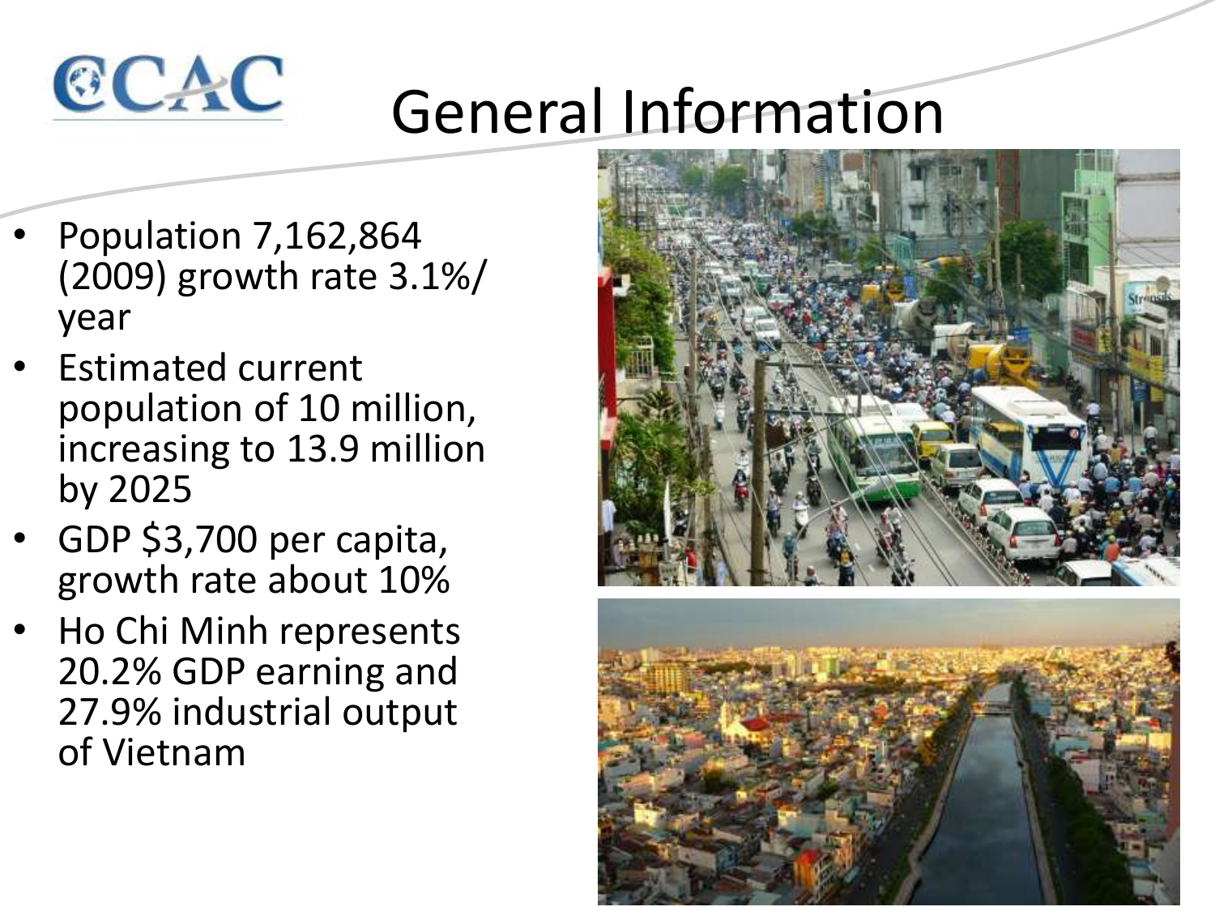# General Information

- Population 7,162,864 (2009) growth rate 3.1%/ year
- Estimated current population of 10 million, increasing to 13.9 million by 2025
- GDP $3,700 per capita, growth rate about 10%
- Ho Chi Minh represents 20.2% GDP earning and 27.9% industrial output of Vietnam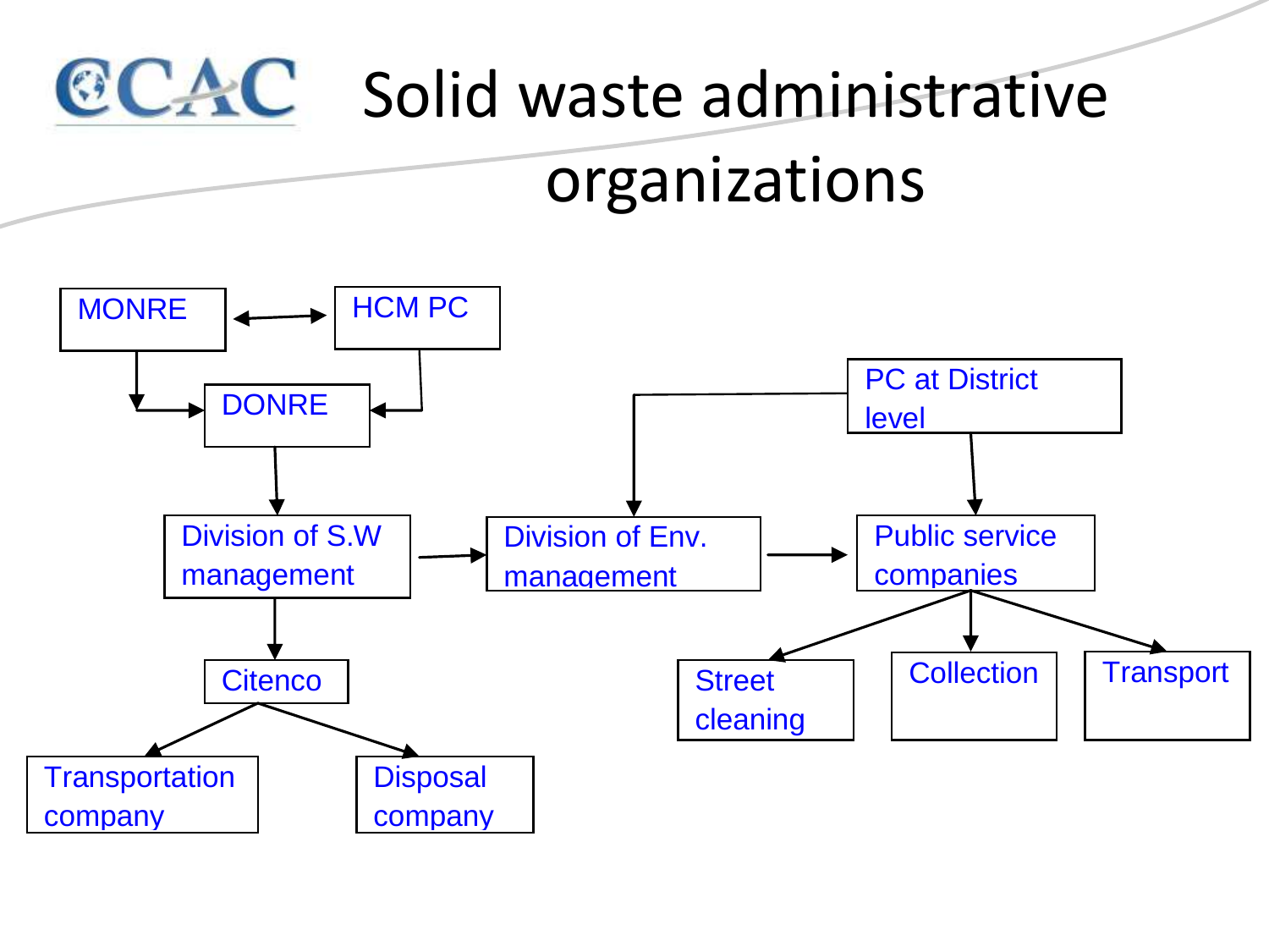# Solid waste administrative organizations

- MONRE ↔ HCM PC
- MONRE → DONRE
- HCM PC → DONRE
- DONRE → Division of S.W management
- Division of S.W management → Division of Env. management
- Division of S.W management → Citenco
  - Citenco → Transportation company
  - Citenco → Disposal company
- PC at District level → Division of Env. management
- PC at District level → Public service companies
- Division of Env. management → Public service companies
  - Public service companies → Street cleaning
  - Public service companies → Collection
  - Public service companies → Transport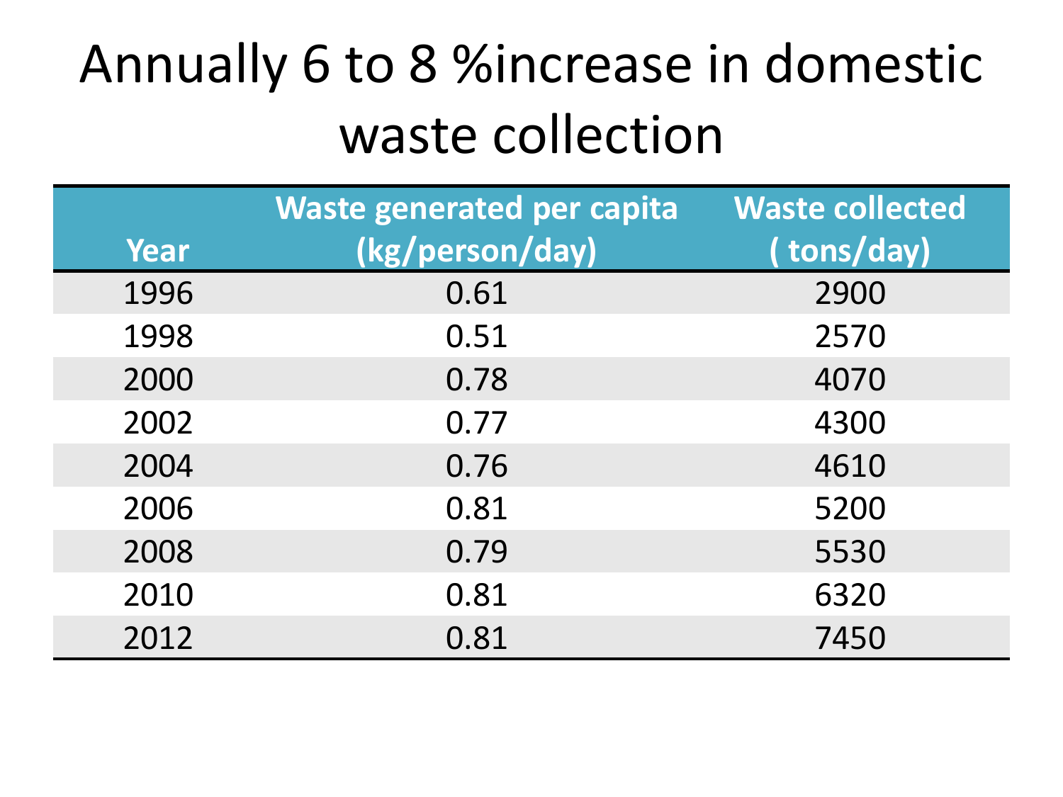# Annually 6 to 8 %increase in domestic waste collection

| Year | Waste generated per capita (kg/person/day) | Waste collected ( tons/day) |
|---|---|---|
| 1996 | 0.61 | 2900 |
| 1998 | 0.51 | 2570 |
| 2000 | 0.78 | 4070 |
| 2002 | 0.77 | 4300 |
| 2004 | 0.76 | 4610 |
| 2006 | 0.81 | 5200 |
| 2008 | 0.79 | 5530 |
| 2010 | 0.81 | 6320 |
| 2012 | 0.81 | 7450 |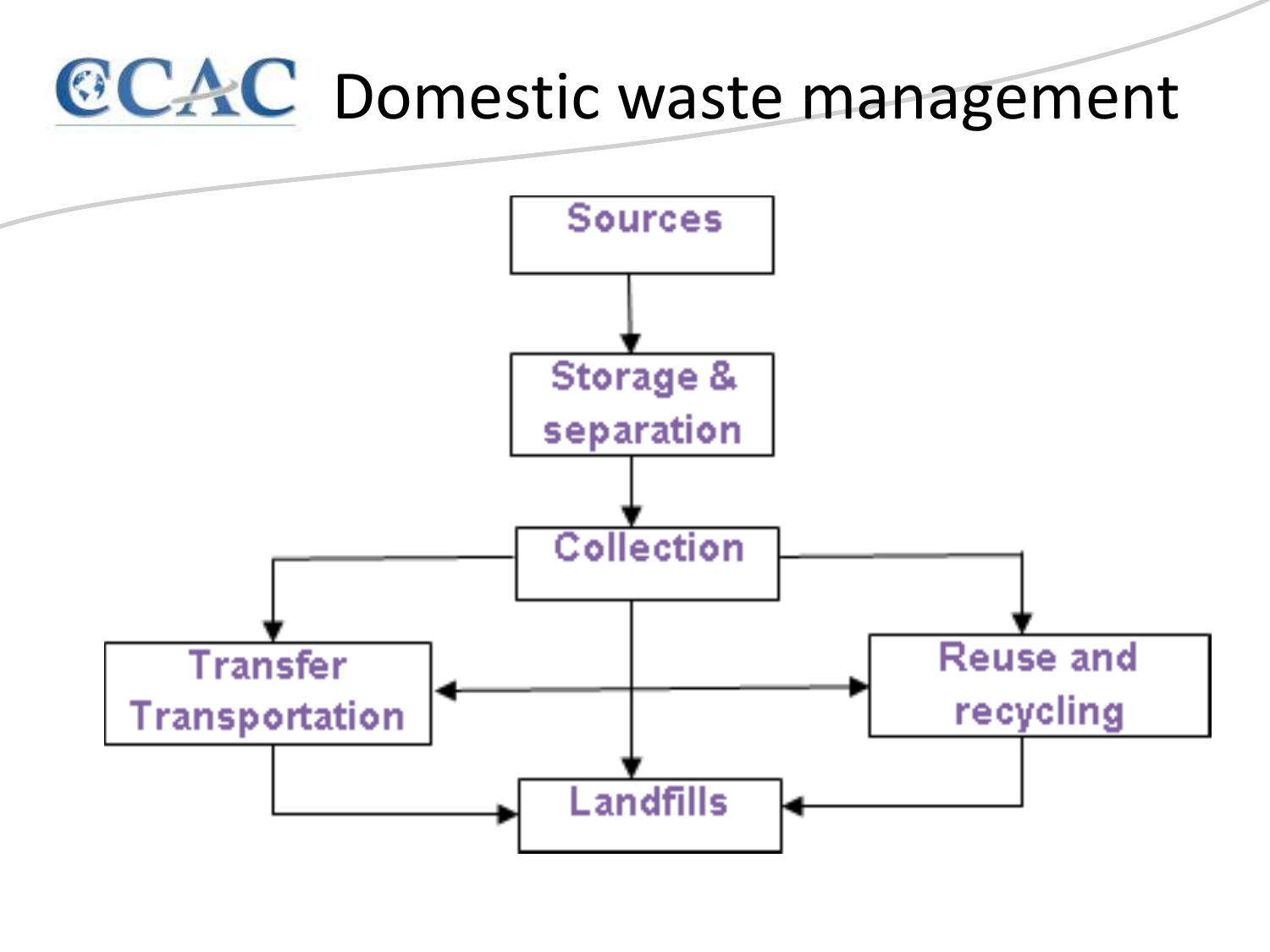# Domestic waste management

Sources → Storage & separation → Collection

Collection → Transfer Transportation

Collection → Reuse and recycling

Collection → Landfills

Transfer Transportation ↔ Reuse and recycling

Transfer Transportation → Landfills

Reuse and recycling → Landfills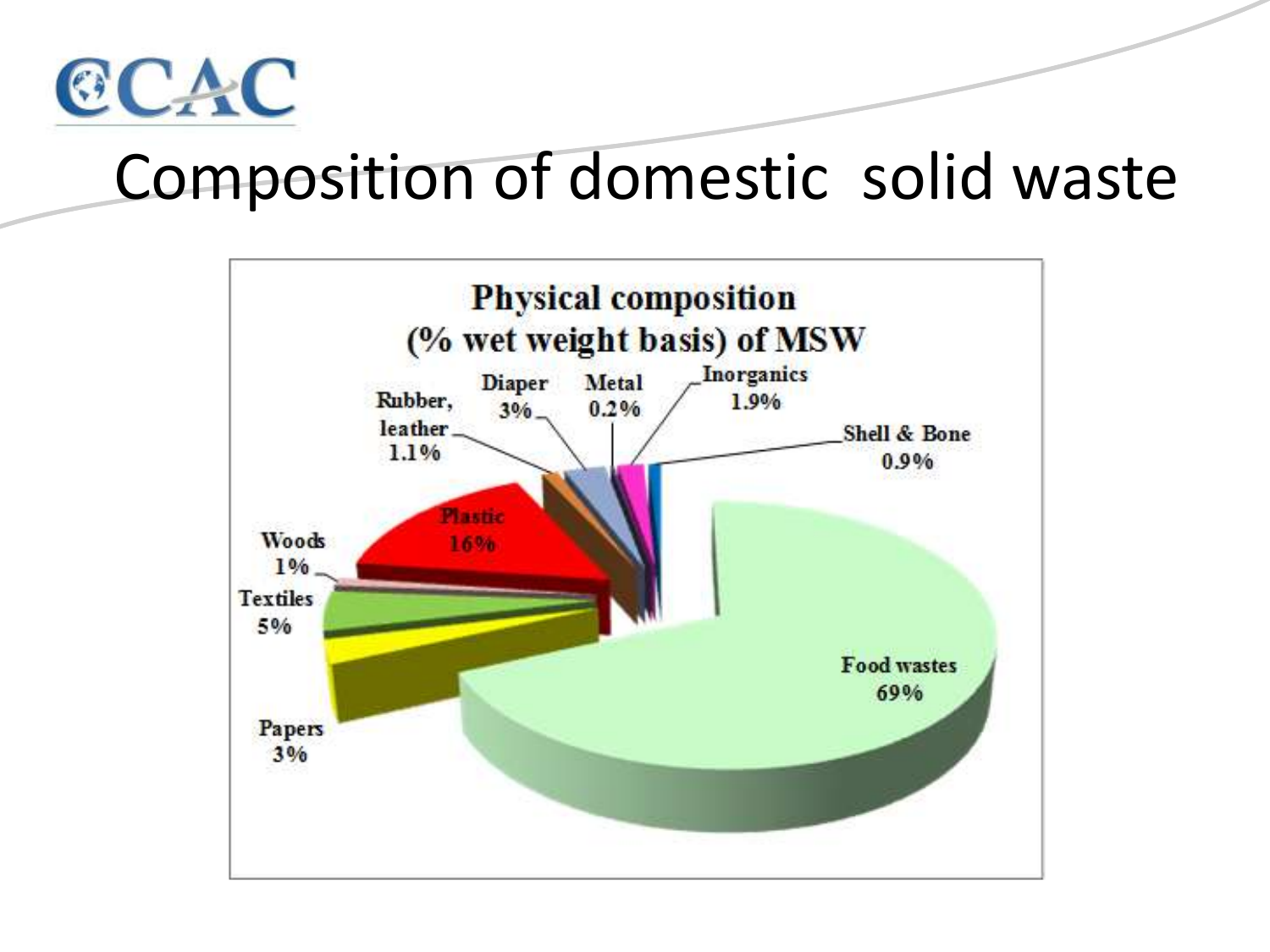# Composition of domestic solid waste

**Physical composition (% wet weight basis) of MSW**

- Food wastes 69%
- Plastic 16%
- Textiles 5%
- Papers 3%
- Diaper 3%
- Inorganics 1.9%
- Rubber, leather 1.1%
- Woods 1%
- Shell & Bone 0.9%
- Metal 0.2%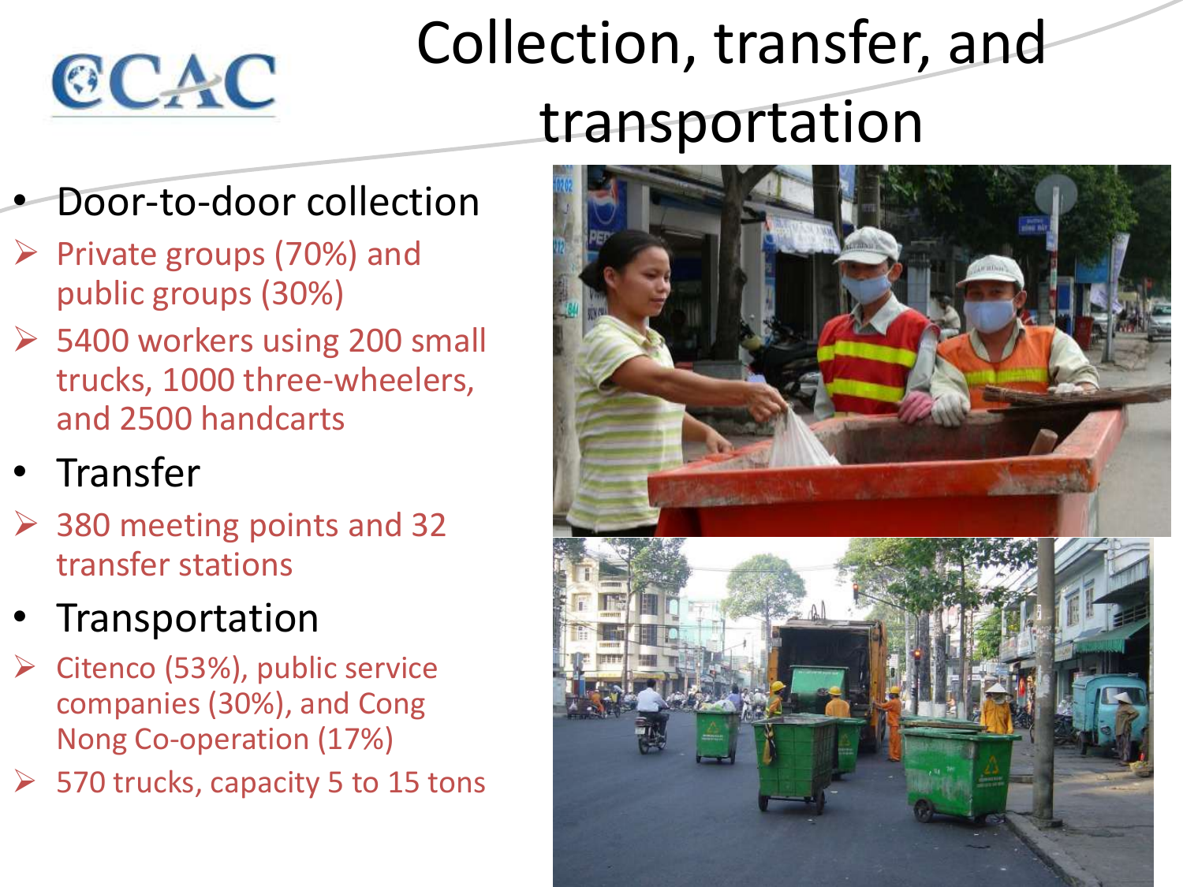# Collection, transfer, and transportation

- Door-to-door collection
  - Private groups (70%) and public groups (30%)
  - 5400 workers using 200 small trucks, 1000 three-wheelers, and 2500 handcarts
- Transfer
  - 380 meeting points and 32 transfer stations
- Transportation
  - Citenco (53%), public service companies (30%), and Cong Nong Co-operation (17%)
  - 570 trucks, capacity 5 to 15 tons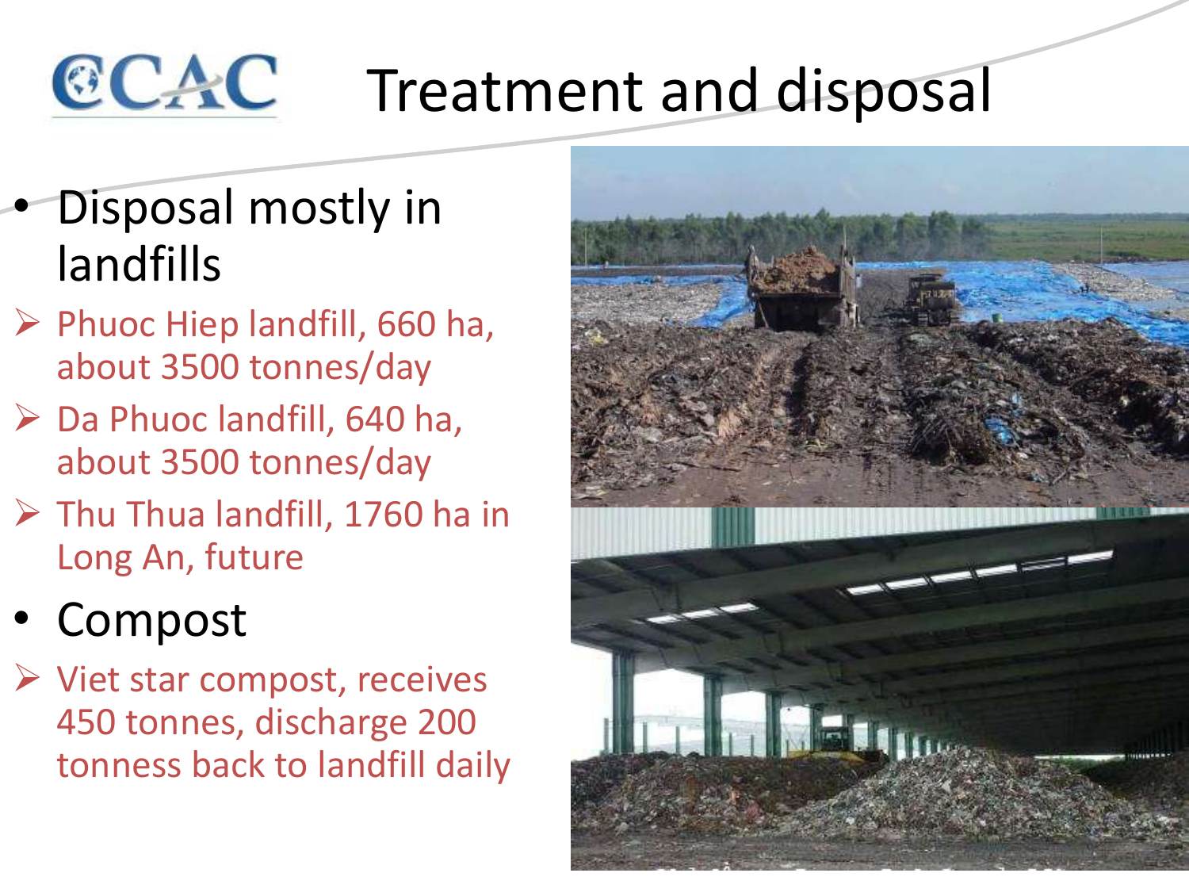# Treatment and disposal

- Disposal mostly in landfills
  - Phuoc Hiep landfill, 660 ha, about 3500 tonnes/day
  - Da Phuoc landfill, 640 ha, about 3500 tonnes/day
  - Thu Thua landfill, 1760 ha in Long An, future
- Compost
  - Viet star compost, receives 450 tonnes, discharge 200 tonness back to landfill daily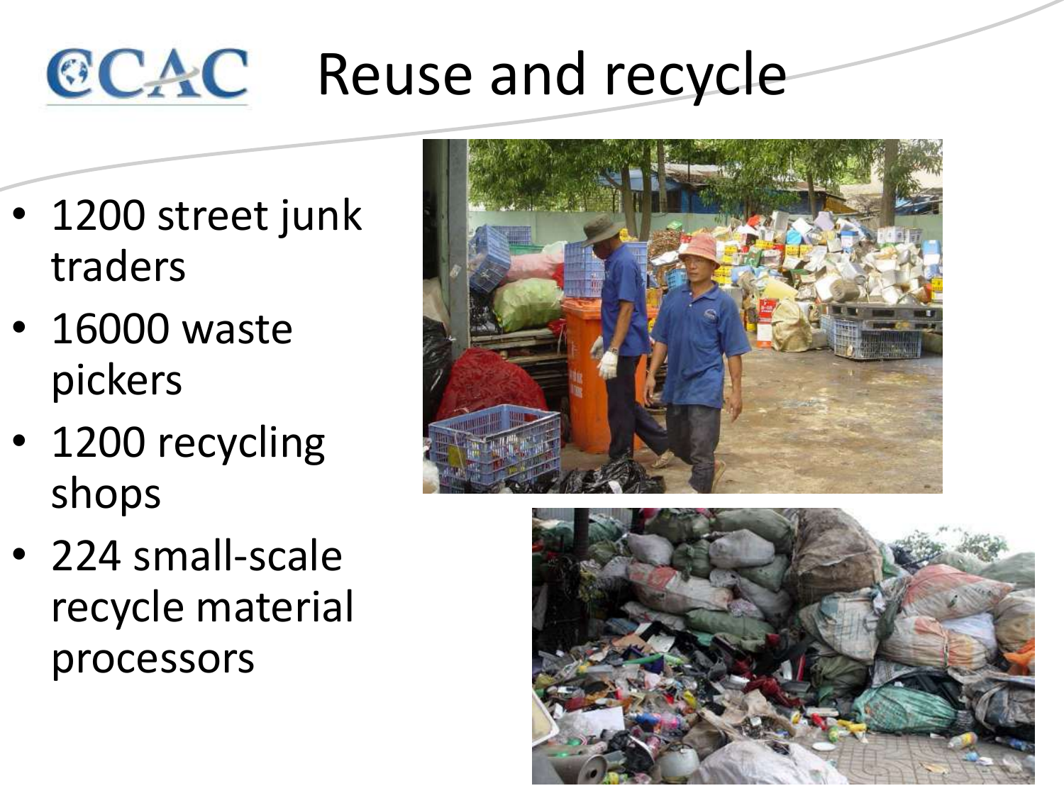# Reuse and recycle

- 1200 street junk traders
- 16000 waste pickers
- 1200 recycling shops
- 224 small-scale recycle material processors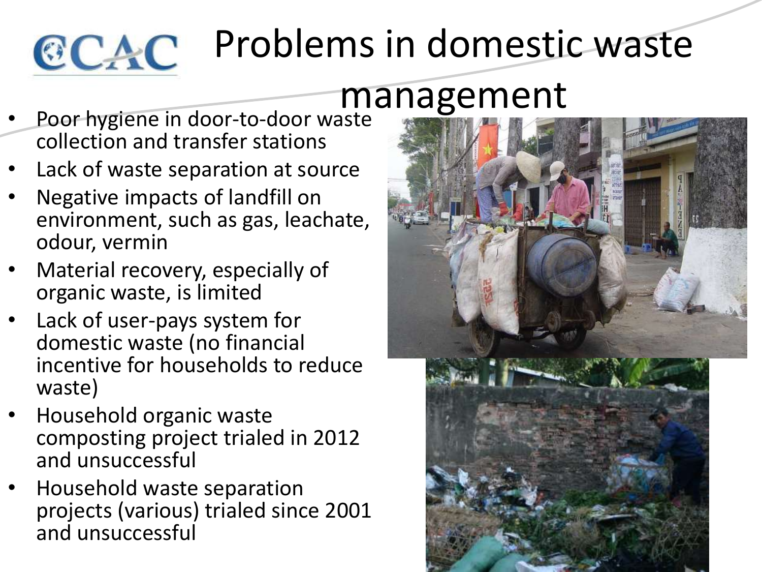# Problems in domestic waste management

- Poor hygiene in door-to-door waste collection and transfer stations
- Lack of waste separation at source
- Negative impacts of landfill on environment, such as gas, leachate, odour, vermin
- Material recovery, especially of organic waste, is limited
- Lack of user-pays system for domestic waste (no financial incentive for households to reduce waste)
- Household organic waste composting project trialed in 2012 and unsuccessful
- Household waste separation projects (various) trialed since 2001 and unsuccessful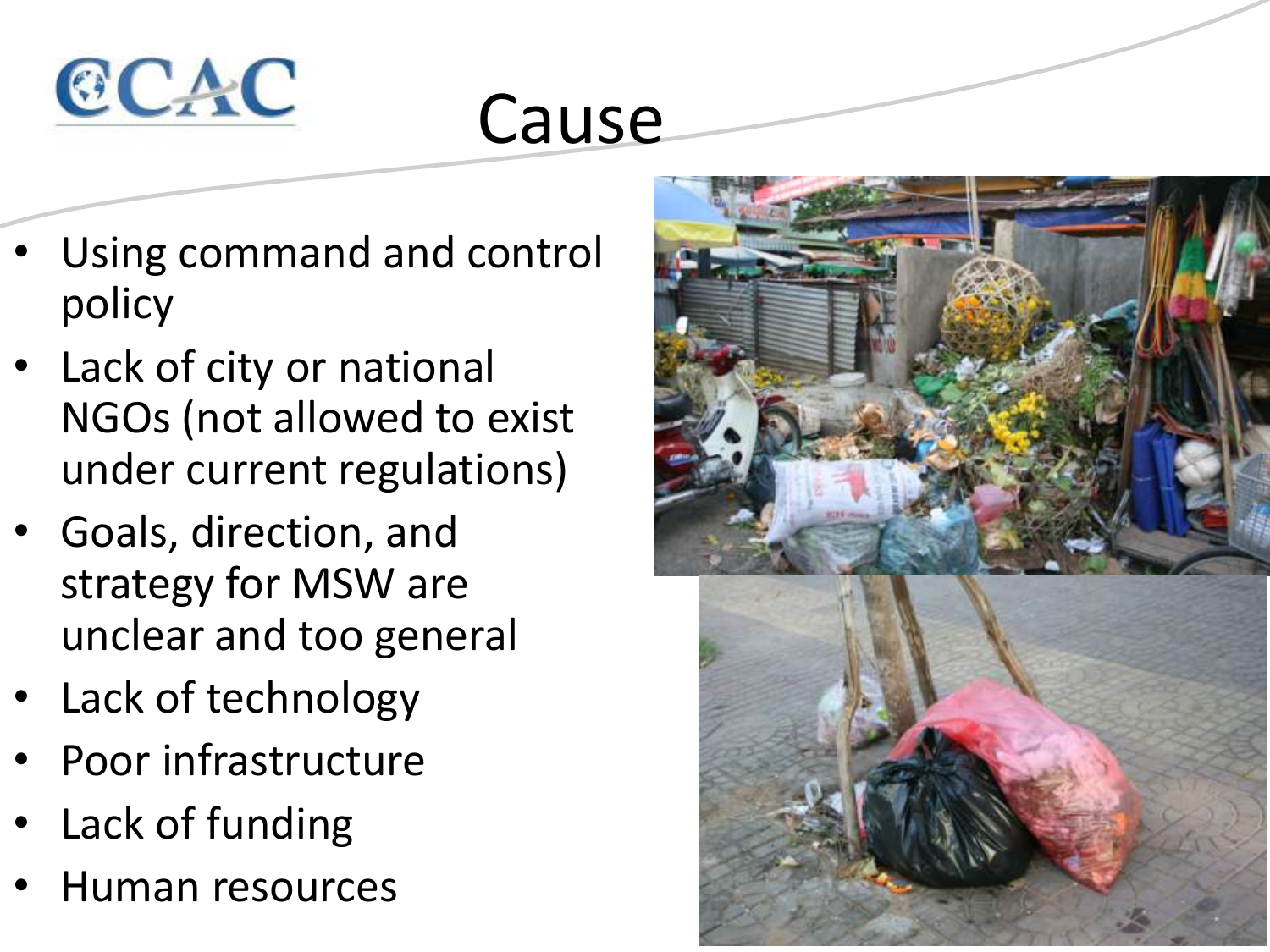# Cause

- Using command and control policy
- Lack of city or national NGOs (not allowed to exist under current regulations)
- Goals, direction, and strategy for MSW are unclear and too general
- Lack of technology
- Poor infrastructure
- Lack of funding
- Human resources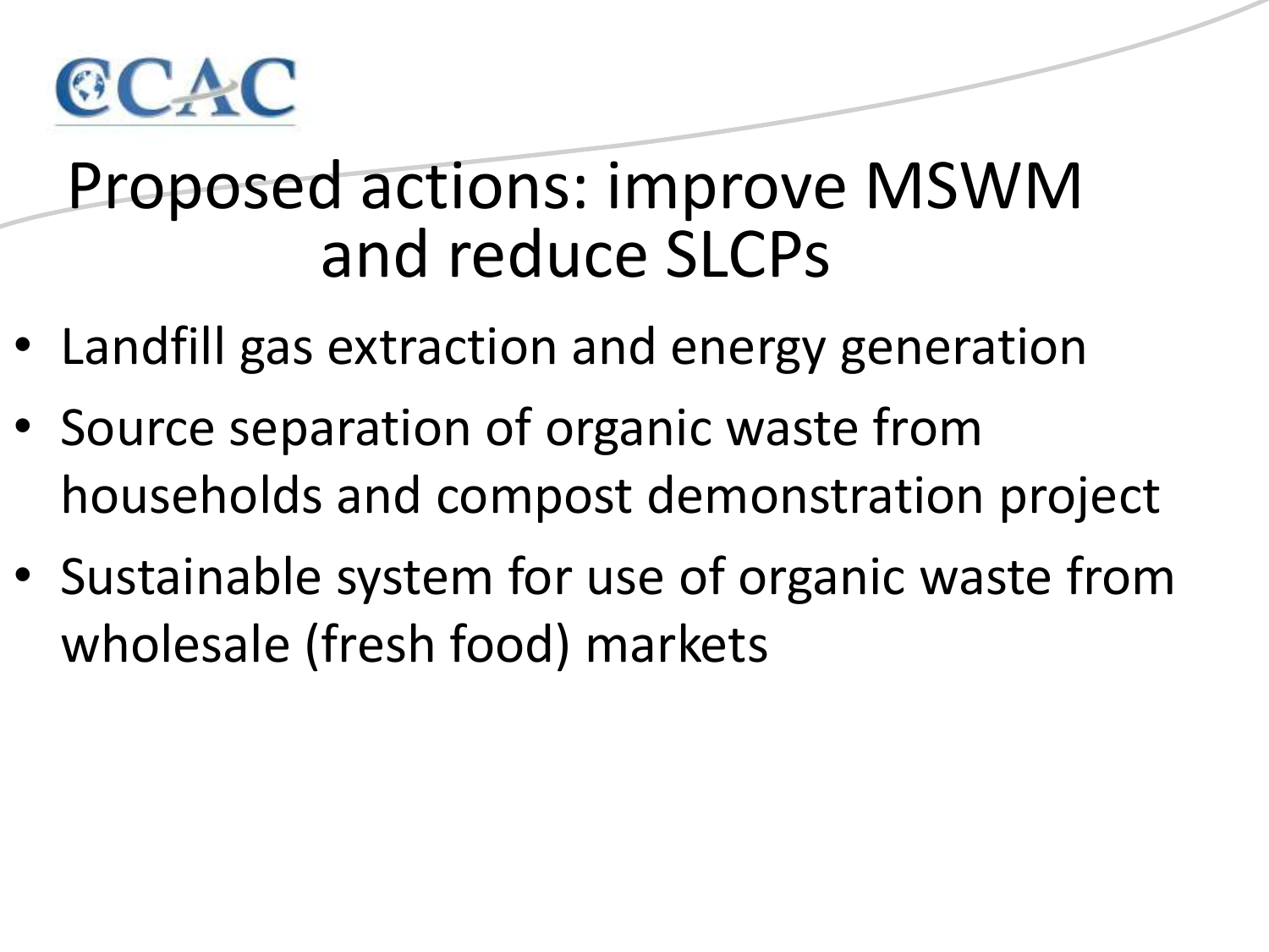# Proposed actions: improve MSWM and reduce SLCPs

- Landfill gas extraction and energy generation
- Source separation of organic waste from households and compost demonstration project
- Sustainable system for use of organic waste from wholesale (fresh food) markets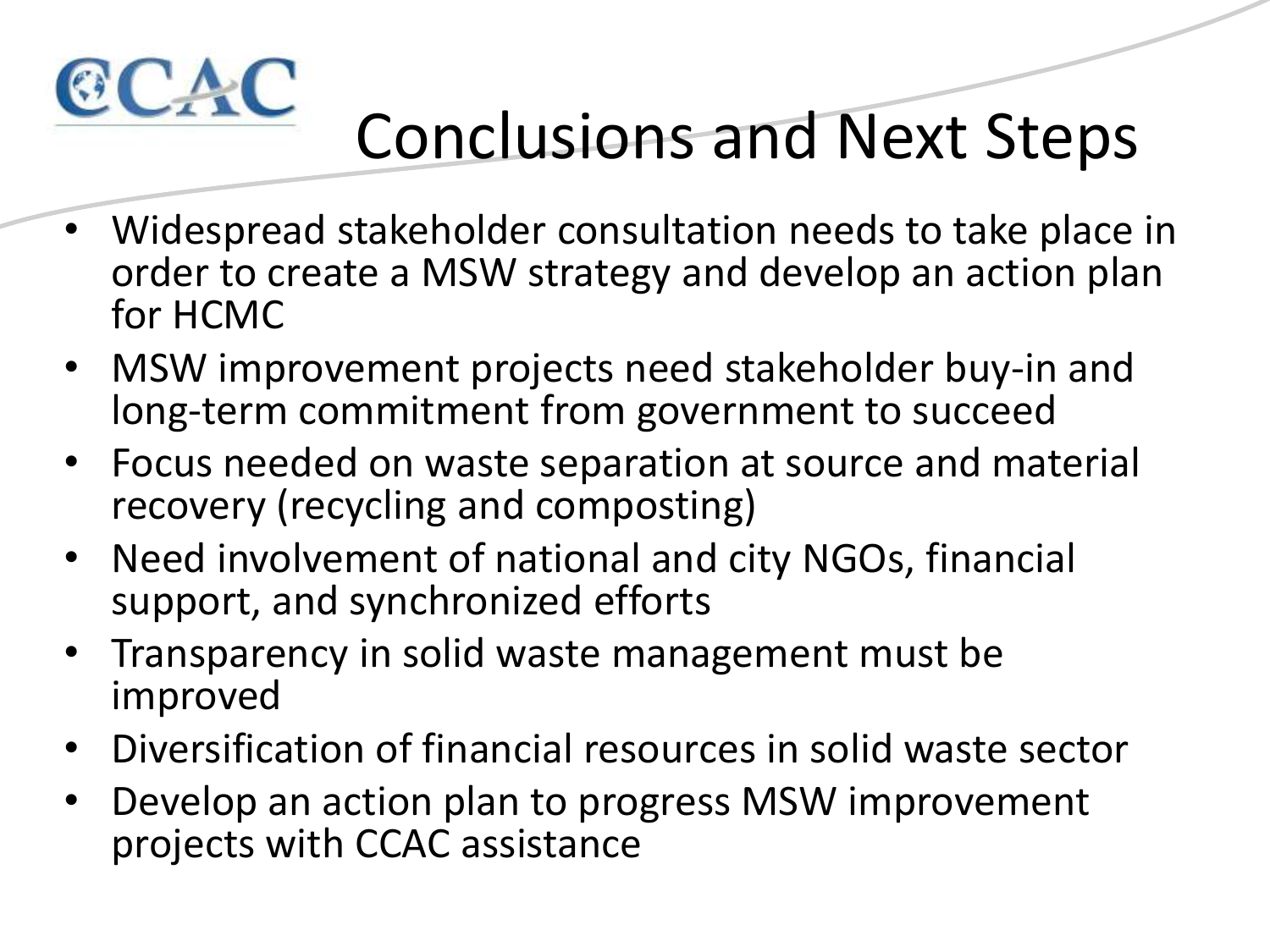# Conclusions and Next Steps

- Widespread stakeholder consultation needs to take place in order to create a MSW strategy and develop an action plan for HCMC
- MSW improvement projects need stakeholder buy-in and long-term commitment from government to succeed
- Focus needed on waste separation at source and material recovery (recycling and composting)
- Need involvement of national and city NGOs, financial support, and synchronized efforts
- Transparency in solid waste management must be improved
- Diversification of financial resources in solid waste sector
- Develop an action plan to progress MSW improvement projects with CCAC assistance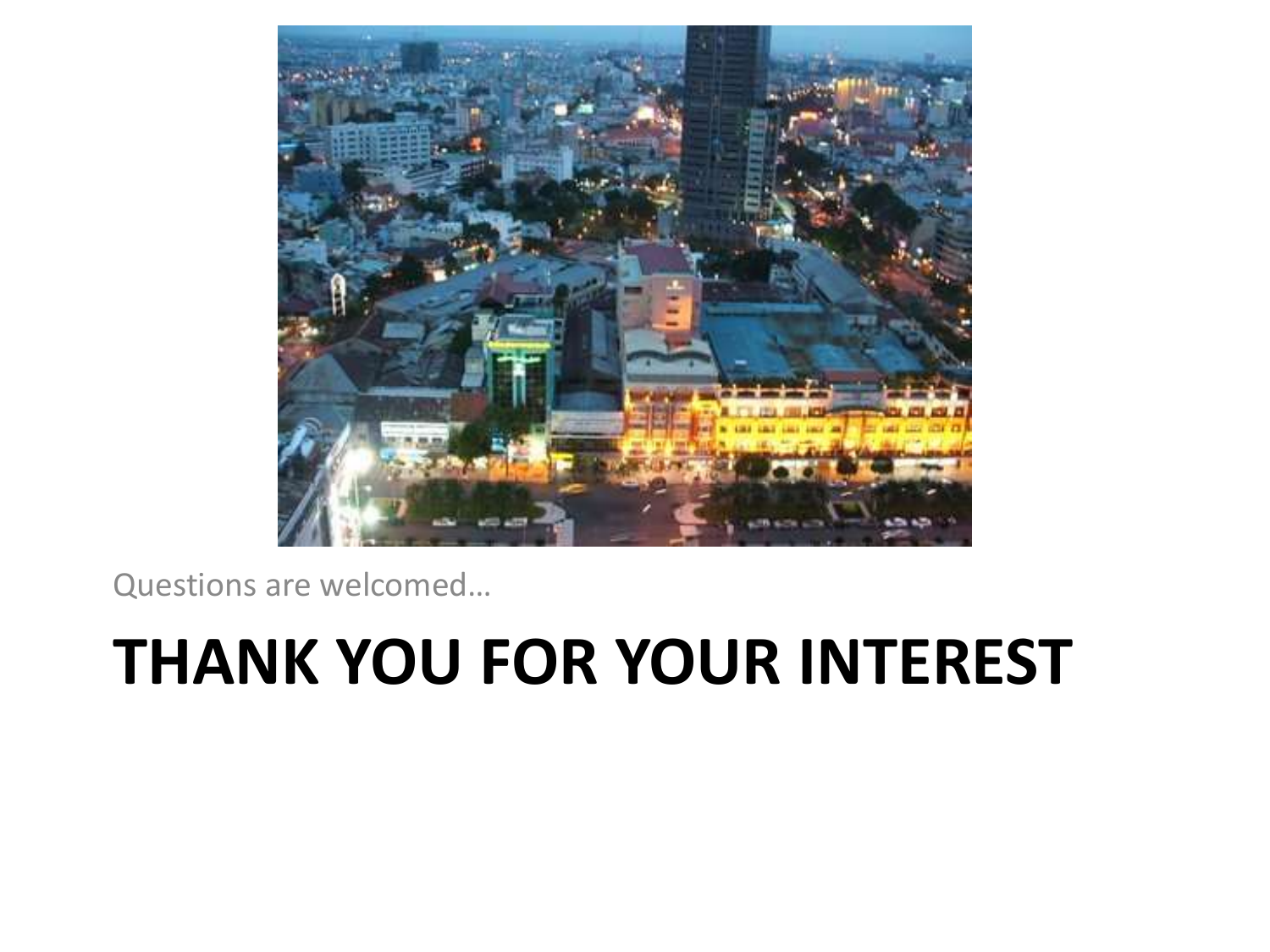Questions are welcomed…

# THANK YOU FOR YOUR INTEREST